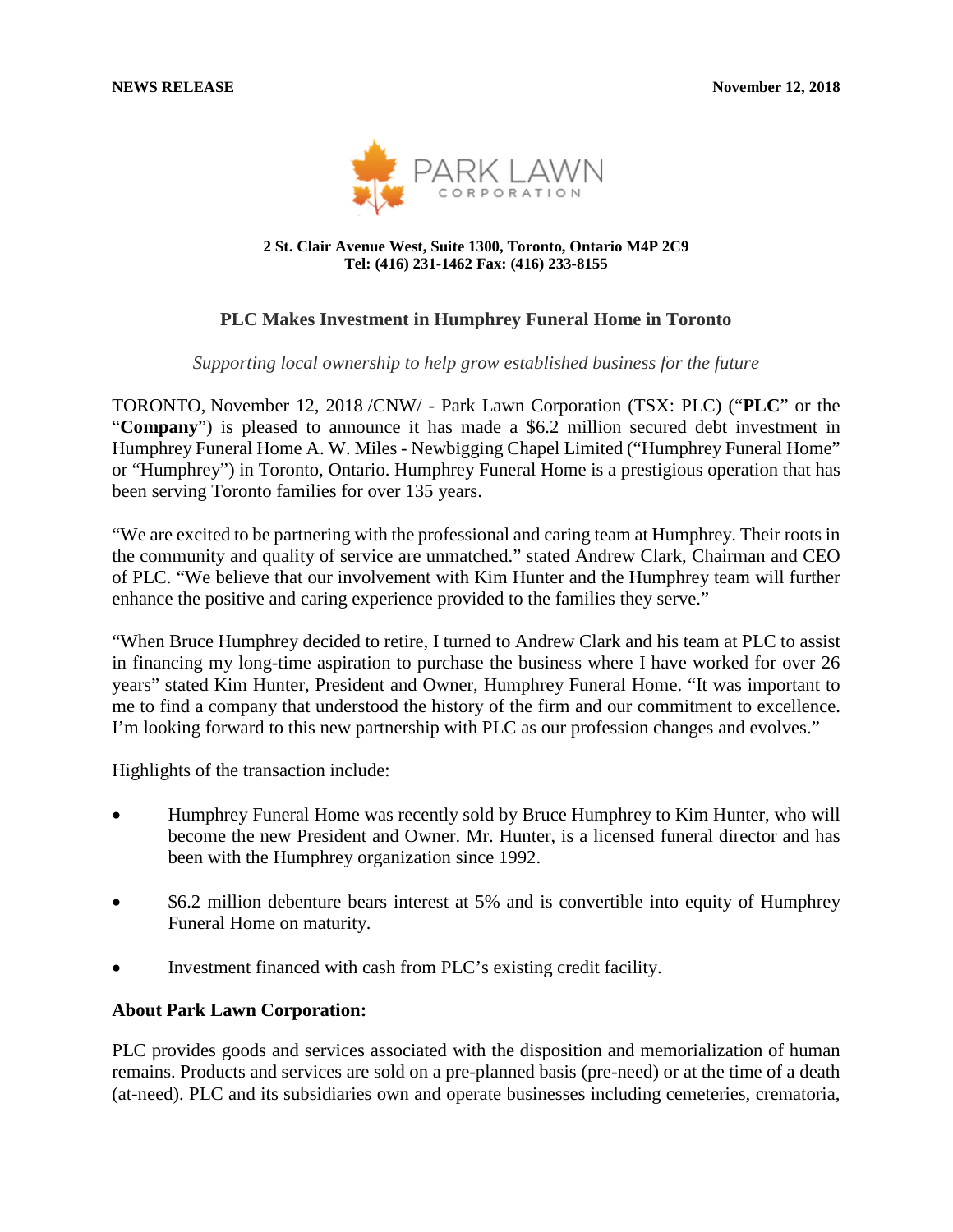**NEWS RELEASE** **November 12, 2018**

PARK LAWN CORPORATION

**2 St. Clair Avenue West, Suite 1300, Toronto, Ontario M4P 2C9**
**Tel: (416) 231-1462 Fax: (416) 233-8155**

## PLC Makes Investment in Humphrey Funeral Home in Toronto

*Supporting local ownership to help grow established business for the future*

TORONTO, November 12, 2018 /CNW/ - Park Lawn Corporation (TSX: PLC) ("**PLC**" or the "**Company**") is pleased to announce it has made a $6.2 million secured debt investment in Humphrey Funeral Home A. W. Miles - Newbigging Chapel Limited ("Humphrey Funeral Home" or "Humphrey") in Toronto, Ontario. Humphrey Funeral Home is a prestigious operation that has been serving Toronto families for over 135 years.

"We are excited to be partnering with the professional and caring team at Humphrey. Their roots in the community and quality of service are unmatched." stated Andrew Clark, Chairman and CEO of PLC. "We believe that our involvement with Kim Hunter and the Humphrey team will further enhance the positive and caring experience provided to the families they serve."

"When Bruce Humphrey decided to retire, I turned to Andrew Clark and his team at PLC to assist in financing my long-time aspiration to purchase the business where I have worked for over 26 years" stated Kim Hunter, President and Owner, Humphrey Funeral Home. "It was important to me to find a company that understood the history of the firm and our commitment to excellence. I'm looking forward to this new partnership with PLC as our profession changes and evolves."

Highlights of the transaction include:

- Humphrey Funeral Home was recently sold by Bruce Humphrey to Kim Hunter, who will become the new President and Owner. Mr. Hunter, is a licensed funeral director and has been with the Humphrey organization since 1992.
- $6.2 million debenture bears interest at 5% and is convertible into equity of Humphrey Funeral Home on maturity.
- Investment financed with cash from PLC's existing credit facility.

**About Park Lawn Corporation:**

PLC provides goods and services associated with the disposition and memorialization of human remains. Products and services are sold on a pre-planned basis (pre-need) or at the time of a death (at-need). PLC and its subsidiaries own and operate businesses including cemeteries, crematoria,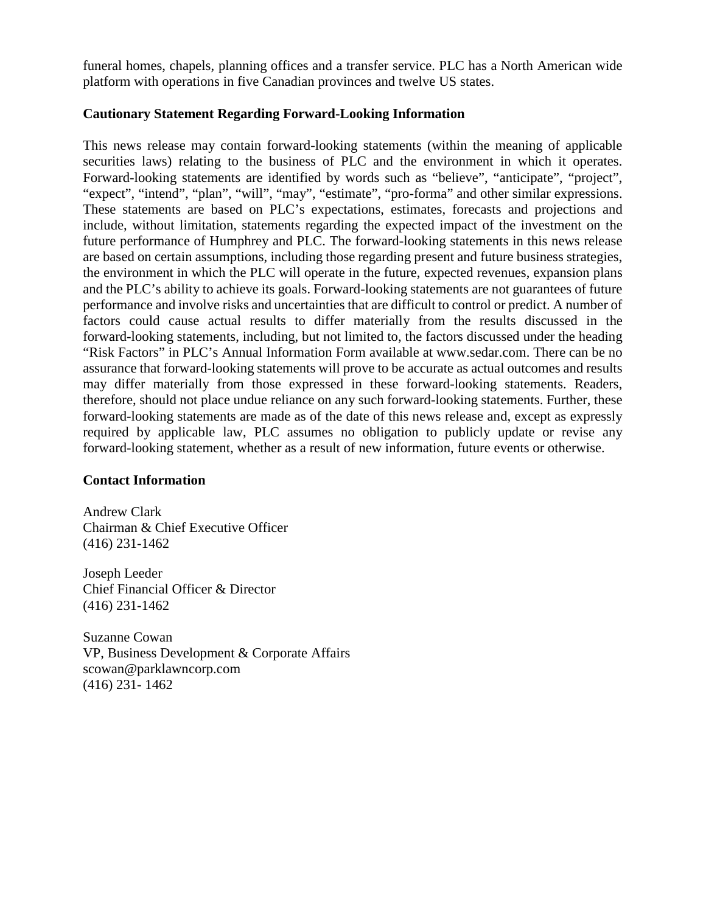funeral homes, chapels, planning offices and a transfer service. PLC has a North American wide platform with operations in five Canadian provinces and twelve US states.

**Cautionary Statement Regarding Forward-Looking Information**

This news release may contain forward-looking statements (within the meaning of applicable securities laws) relating to the business of PLC and the environment in which it operates. Forward-looking statements are identified by words such as "believe", "anticipate", "project", "expect", "intend", "plan", "will", "may", "estimate", "pro-forma" and other similar expressions. These statements are based on PLC's expectations, estimates, forecasts and projections and include, without limitation, statements regarding the expected impact of the investment on the future performance of Humphrey and PLC. The forward-looking statements in this news release are based on certain assumptions, including those regarding present and future business strategies, the environment in which the PLC will operate in the future, expected revenues, expansion plans and the PLC's ability to achieve its goals. Forward-looking statements are not guarantees of future performance and involve risks and uncertainties that are difficult to control or predict. A number of factors could cause actual results to differ materially from the results discussed in the forward-looking statements, including, but not limited to, the factors discussed under the heading "Risk Factors" in PLC's Annual Information Form available at www.sedar.com. There can be no assurance that forward-looking statements will prove to be accurate as actual outcomes and results may differ materially from those expressed in these forward-looking statements. Readers, therefore, should not place undue reliance on any such forward-looking statements. Further, these forward-looking statements are made as of the date of this news release and, except as expressly required by applicable law, PLC assumes no obligation to publicly update or revise any forward-looking statement, whether as a result of new information, future events or otherwise.

**Contact Information**

Andrew Clark
Chairman & Chief Executive Officer
(416) 231-1462

Joseph Leeder
Chief Financial Officer & Director
(416) 231-1462

Suzanne Cowan
VP, Business Development & Corporate Affairs
scowan@parklawncorp.com
(416) 231- 1462